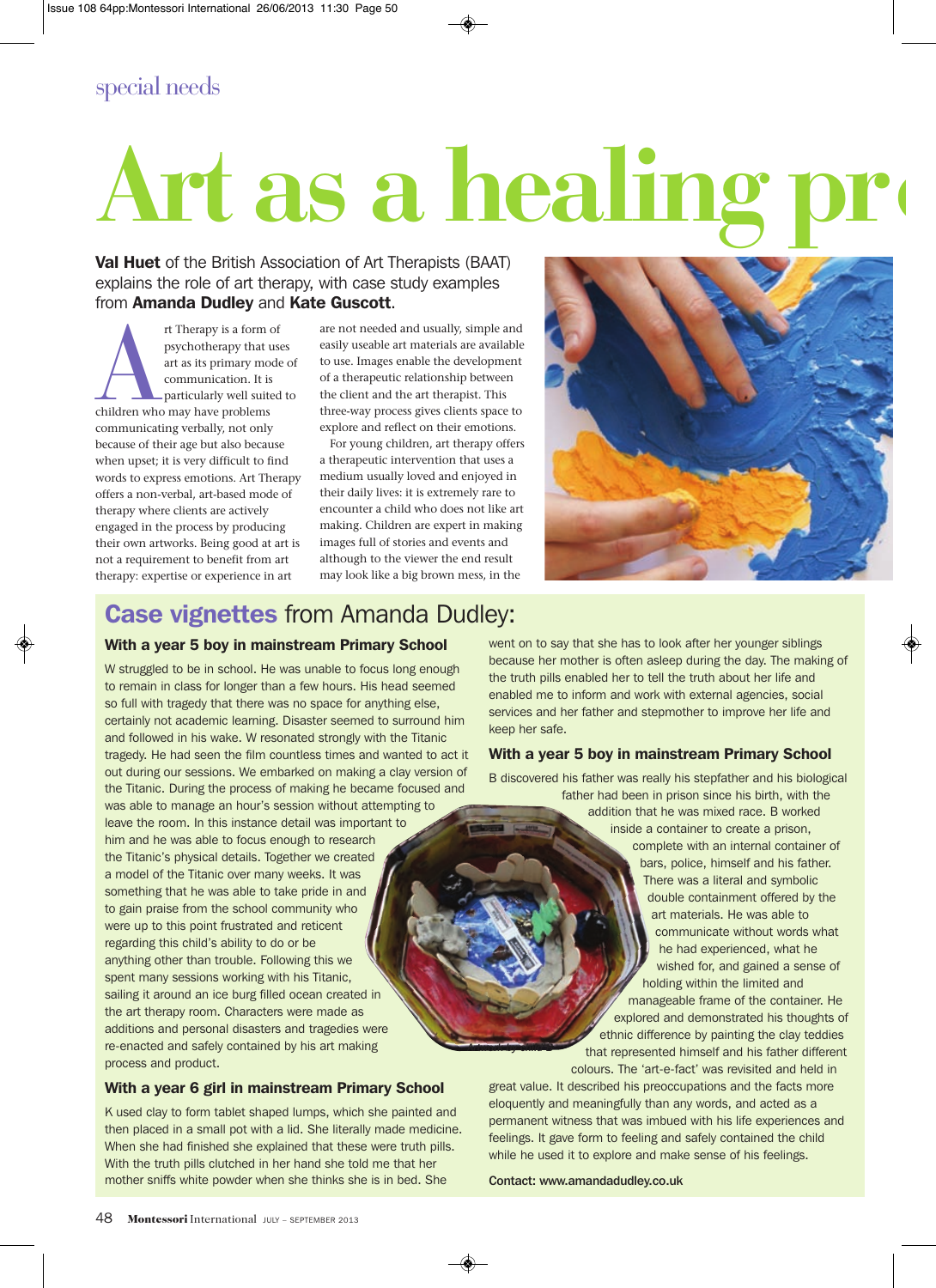special needs

# Art as a healing pr

**Val Huet** of the British Association of Art Therapists (BAAT) explains the role of art therapy, with case study examples from **Amanda Dudley** and **Kate Guscott**.

Art Therapy is a form of psychotherapy that uses art as its primary mode of communication. It is particularly well suited to children who may have problems communicating verbally, not only because of their age but also because when upset; it is very difficult to find words to express emotions. Art Therapy offers a non-verbal, art-based mode of therapy where clients are actively engaged in the process by producing their own artworks. Being good at art is not a requirement to benefit from art therapy: expertise or experience in art are not needed and usually, simple and easily useable art materials are available to use. Images enable the development of a therapeutic relationship between the client and the art therapist. This three-way process gives clients space to explore and reflect on their emotions.

For young children, art therapy offers a therapeutic intervention that uses a medium usually loved and enjoyed in their daily lives: it is extremely rare to encounter a child who does not like art making. Children are expert in making images full of stories and events and although to the viewer the end result may look like a big brown mess, in the

## Case vignettes from Amanda Dudley:

### With a year 5 boy in mainstream Primary School

W struggled to be in school. He was unable to focus long enough to remain in class for longer than a few hours. His head seemed so full with tragedy that there was no space for anything else, certainly not academic learning. Disaster seemed to surround him and followed in his wake. W resonated strongly with the Titanic tragedy. He had seen the film countless times and wanted to act it out during our sessions. We embarked on making a clay version of the Titanic. During the process of making he became focused and was able to manage an hour's session without attempting to leave the room. In this instance detail was important to him and he was able to focus enough to research the Titanic's physical details. Together we created a model of the Titanic over many weeks. It was something that he was able to take pride in and to gain praise from the school community who were up to this point frustrated and reticent regarding this child's ability to do or be anything other than trouble. Following this we spent many sessions working with his Titanic, sailing it around an ice burg filled ocean created in the art therapy room. Characters were made as additions and personal disasters and tragedies were re-enacted and safely contained by his art making process and product.

### With a year 6 girl in mainstream Primary School

K used clay to form tablet shaped lumps, which she painted and then placed in a small pot with a lid. She literally made medicine. When she had finished she explained that these were truth pills. With the truth pills clutched in her hand she told me that her mother sniffs white powder when she thinks she is in bed. She went on to say that she has to look after her younger siblings because her mother is often asleep during the day. The making of the truth pills enabled her to tell the truth about her life and enabled me to inform and work with external agencies, social services and her father and stepmother to improve her life and keep her safe.

### With a year 5 boy in mainstream Primary School

B discovered his father was really his stepfather and his biological father had been in prison since his birth, with the addition that he was mixed race. B worked inside a container to create a prison, complete with an internal container of bars, police, himself and his father. There was a literal and symbolic double containment offered by the art materials. He was able to communicate without words what he had experienced, what he wished for, and gained a sense of holding within the limited and manageable frame of the container. He explored and demonstrated his thoughts of ethnic difference by painting the clay teddies that represented himself and his father different colours. The 'art-e-fact' was revisited and held in great value. It described his preoccupations and the facts more eloquently and meaningfully than any words, and acted as a permanent witness that was imbued with his life experiences and feelings. It gave form to feeling and safely contained the child while he used it to explore and make sense of his feelings.

**Contact: www.amandadudley.co.uk**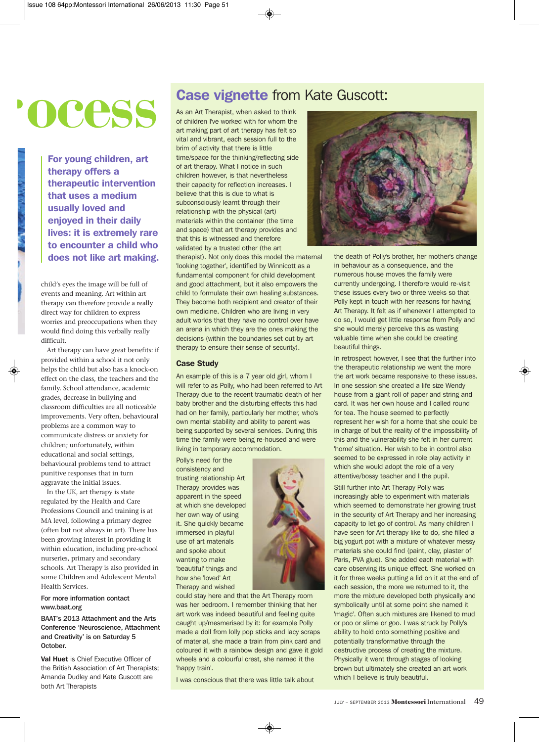'ocess

**For young children, art therapy offers a therapeutic intervention that uses a medium usually loved and enjoyed in their daily lives: it is extremely rare to encounter a child who does not like art making.**

child's eyes the image will be full of events and meaning. Art within art therapy can therefore provide a really direct way for children to express worries and preoccupations when they would find doing this verbally really difficult.

Art therapy can have great benefits: if provided within a school it not only helps the child but also has a knock-on effect on the class, the teachers and the family. School attendance, academic grades, decrease in bullying and classroom difficulties are all noticeable improvements. Very often, behavioural problems are a common way to communicate distress or anxiety for children; unfortunately, within educational and social settings, behavioural problems tend to attract punitive responses that in turn aggravate the initial issues.

In the UK, art therapy is state regulated by the Health and Care Professions Council and training is at MA level, following a primary degree (often but not always in art). There has been growing interest in providing it within education, including pre-school nurseries, primary and secondary schools. Art Therapy is also provided in some Children and Adolescent Mental Health Services.

For more information contact www.baat.org

BAAT's 2013 Attachment and the Arts Conference 'Neuroscience, Attachment and Creativity' is on Saturday 5 October.

**Val Huet** is Chief Executive Officer of the British Association of Art Therapists; Amanda Dudley and Kate Guscott are both Art Therapists

## Case vignette from Kate Guscott:

As an Art Therapist, when asked to think of children I've worked with for whom the art making part of art therapy has felt so vital and vibrant, each session full to the brim of activity that there is little time/space for the thinking/reflecting side of art therapy. What I notice in such children however, is that nevertheless their capacity for reflection increases. I believe that this is due to what is subconsciously learnt through their relationship with the physical (art) materials within the container (the time and space) that art therapy provides and that this is witnessed and therefore validated by a trusted other (the art therapist). Not only does this model the maternal 'looking together', identified by Winnicott as a fundamental component for child development and good attachment, but it also empowers the child to formulate their own healing substances. They become both recipient and creator of their own medicine. Children who are living in very adult worlds that they have no control over have an arena in which they are the ones making the decisions (within the boundaries set out by art therapy to ensure their sense of security).

### Case Study

An example of this is a 7 year old girl, whom I will refer to as Polly, who had been referred to Art Therapy due to the recent traumatic death of her baby brother and the disturbing effects this had had on her family, particularly her mother, who's own mental stability and ability to parent was being supported by several services. During this time the family were being re-housed and were living in temporary accommodation.

Polly's need for the consistency and trusting relationship Art Therapy provides was apparent in the speed at which she developed her own way of using it. She quickly became immersed in playful use of art materials and spoke about wanting to make 'beautiful' things and how she 'loved' Art Therapy and wished could stay here and that the Art Therapy room was her bedroom. I remember thinking that her art work was indeed beautiful and feeling quite caught up/mesmerised by it: for example Polly made a doll from lolly pop sticks and lacy scraps of material, she made a train from pink card and coloured it with a rainbow design and gave it gold wheels and a colourful crest, she named it the 'happy train'.

I was conscious that there was little talk about the death of Polly's brother, her mother's change in behaviour as a consequence, and the numerous house moves the family were currently undergoing. I therefore would re-visit these issues every two or three weeks so that Polly kept in touch with her reasons for having Art Therapy. It felt as if whenever I attempted to do so, I would get little response from Polly and she would merely perceive this as wasting valuable time when she could be creating beautiful things.

In retrospect however, I see that the further into the therapeutic relationship we went the more the art work became responsive to these issues. In one session she created a life size Wendy house from a giant roll of paper and string and card. It was her own house and I called round for tea. The house seemed to perfectly represent her wish for a home that she could be in charge of but the reality of the impossibility of this and the vulnerability she felt in her current 'home' situation. Her wish to be in control also seemed to be expressed in role play activity in which she would adopt the role of a very attentive/bossy teacher and I the pupil.

Still further into Art Therapy Polly was increasingly able to experiment with materials which seemed to demonstrate her growing trust in the security of Art Therapy and her increasing capacity to let go of control. As many children I have seen for Art therapy like to do, she filled a big yogurt pot with a mixture of whatever messy materials she could find (paint, clay, plaster of Paris, PVA glue). She added each material with care observing its unique effect. She worked on it for three weeks putting a lid on it at the end of each session, the more we returned to it, the more the mixture developed both physically and symbolically until at some point she named it 'magic'. Often such mixtures are likened to mud or poo or slime or goo. I was struck by Polly's ability to hold onto something positive and potentially transformative through the destructive process of creating the mixture. Physically it went through stages of looking brown but ultimately she created an art work which I believe is truly beautiful.